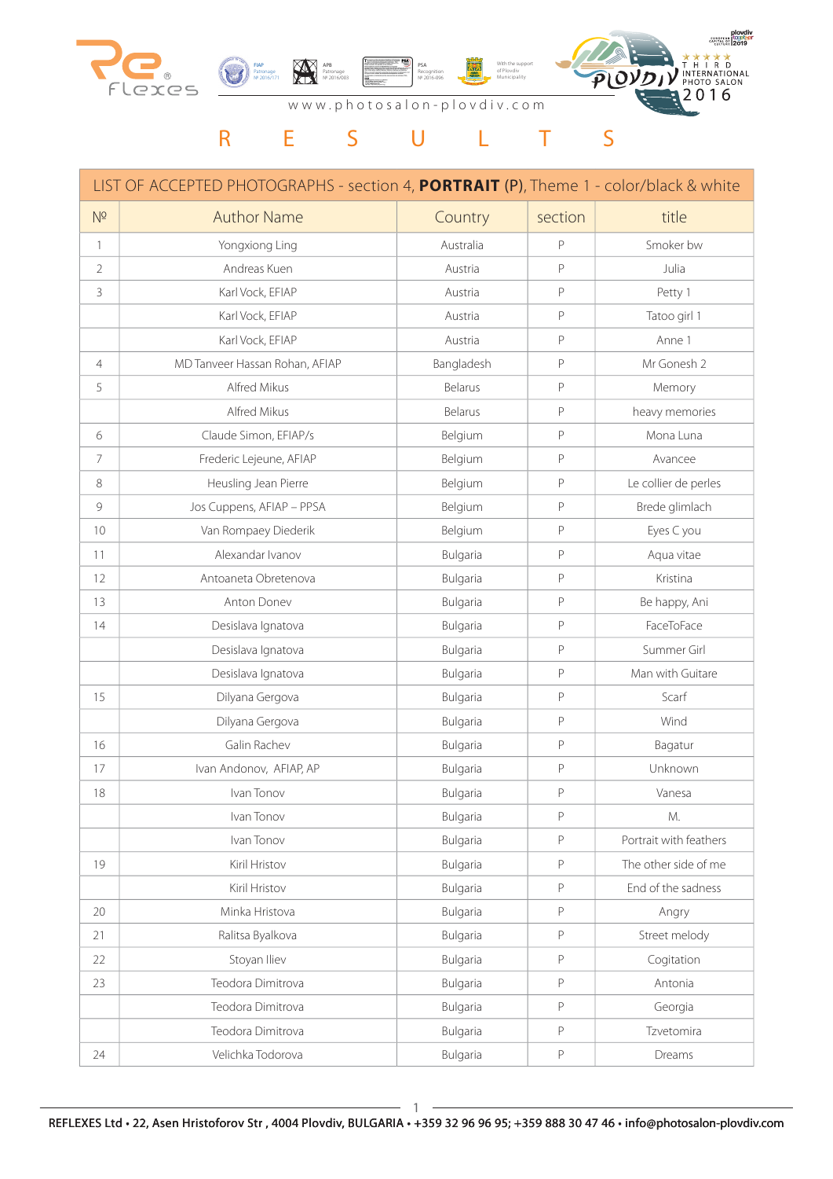www.photosalon-plovdiv.com

# R E S U L T S

| LIST OF ACCEPTED PHOTOGRAPHS - section 4, **PORTRAIT** (P), Theme 1 - color/black & white | | | | |
|---|---|---|---|---|
| № | Author Name | Country | section | title |
| 1 | Yongxiong Ling | Australia | P | Smoker bw |
| 2 | Andreas Kuen | Austria | P | Julia |
| 3 | Karl Vock, EFIAP | Austria | P | Petty 1 |
| | Karl Vock, EFIAP | Austria | P | Tatoo girl 1 |
| | Karl Vock, EFIAP | Austria | P | Anne 1 |
| 4 | MD Tanveer Hassan Rohan, AFIAP | Bangladesh | P | Mr Gonesh 2 |
| 5 | Alfred Mikus | Belarus | P | Memory |
| | Alfred Mikus | Belarus | P | heavy memories |
| 6 | Claude Simon, EFIAP/s | Belgium | P | Mona Luna |
| 7 | Frederic Lejeune, AFIAP | Belgium | P | Avancee |
| 8 | Heusling Jean Pierre | Belgium | P | Le collier de perles |
| 9 | Jos Cuppens, AFIAP – PPSA | Belgium | P | Brede glimlach |
| 10 | Van Rompaey Diederik | Belgium | P | Eyes C you |
| 11 | Alexandar Ivanov | Bulgaria | P | Aqua vitae |
| 12 | Antoaneta Obretenova | Bulgaria | P | Kristina |
| 13 | Anton Donev | Bulgaria | P | Be happy, Ani |
| 14 | Desislava Ignatova | Bulgaria | P | FaceToFace |
| | Desislava Ignatova | Bulgaria | P | Summer Girl |
| | Desislava Ignatova | Bulgaria | P | Man with Guitare |
| 15 | Dilyana Gergova | Bulgaria | P | Scarf |
| | Dilyana Gergova | Bulgaria | P | Wind |
| 16 | Galin Rachev | Bulgaria | P | Bagatur |
| 17 | Ivan Andonov, AFIAP, AP | Bulgaria | P | Unknown |
| 18 | Ivan Tonov | Bulgaria | P | Vanesa |
| | Ivan Tonov | Bulgaria | P | M. |
| | Ivan Tonov | Bulgaria | P | Portrait with feathers |
| 19 | Kiril Hristov | Bulgaria | P | The other side of me |
| | Kiril Hristov | Bulgaria | P | End of the sadness |
| 20 | Minka Hristova | Bulgaria | P | Angry |
| 21 | Ralitsa Byalkova | Bulgaria | P | Street melody |
| 22 | Stoyan Iliev | Bulgaria | P | Cogitation |
| 23 | Teodora Dimitrova | Bulgaria | P | Antonia |
| | Teodora Dimitrova | Bulgaria | P | Georgia |
| | Teodora Dimitrova | Bulgaria | P | Tzvetomira |
| 24 | Velichka Todorova | Bulgaria | P | Dreams |

REFLEXES Ltd • 22, Asen Hristoforov Str , 4004 Plovdiv, BULGARIA • +359 32 96 96 95; +359 888 30 47 46 • info@photosalon-plovdiv.com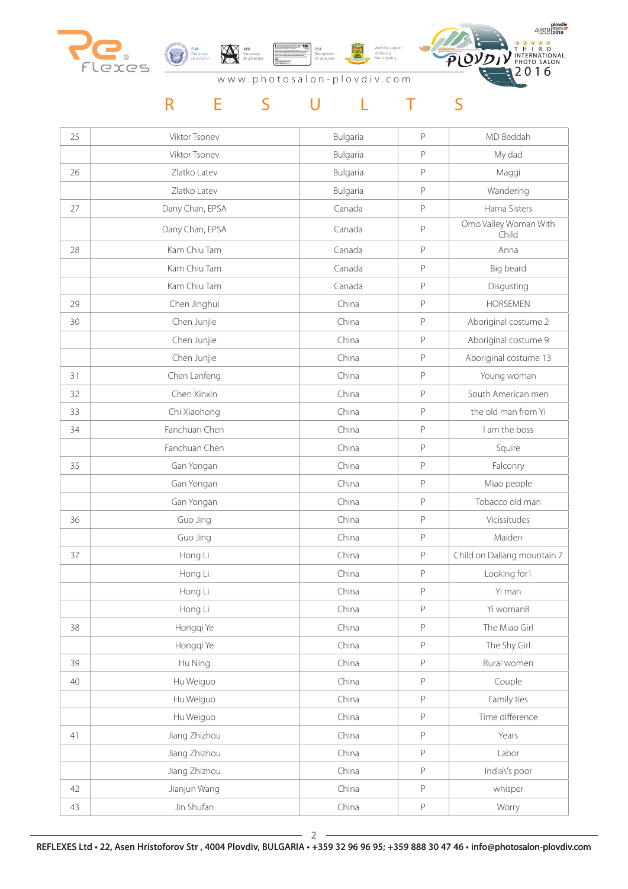# R E S U L T S

| | | | | |
|---|---|---|---|---|
| 25 | Viktor Tsonev | Bulgaria | P | MD Beddah |
| | Viktor Tsonev | Bulgaria | P | My dad |
| 26 | Zlatko Latev | Bulgaria | P | Maggi |
| | Zlatko Latev | Bulgaria | P | Wandering |
| 27 | Dany Chan, EPSA | Canada | P | Hama Sisters |
| | Dany Chan, EPSA | Canada | P | Omo Valley Woman With Child |
| 28 | Kam Chiu Tam | Canada | P | Anna |
| | Kam Chiu Tam | Canada | P | Big beard |
| | Kam Chiu Tam | Canada | P | Disgusting |
| 29 | Chen Jinghui | China | P | HORSEMEN |
| 30 | Chen Junjie | China | P | Aboriginal costume 2 |
| | Chen Junjie | China | P | Aboriginal costume 9 |
| | Chen Junjie | China | P | Aboriginal costume 13 |
| 31 | Chen Lanfeng | China | P | Young woman |
| 32 | Chen Xinxin | China | P | South American men |
| 33 | Chi Xiaohong | China | P | the old man from Yi |
| 34 | Fanchuan Chen | China | P | I am the boss |
| | Fanchuan Chen | China | P | Squire |
| 35 | Gan Yongan | China | P | Falconry |
| | Gan Yongan | China | P | Miao people |
| | Gan Yongan | China | P | Tobacco old man |
| 36 | Guo Jing | China | P | Vicissitudes |
| | Guo Jing | China | P | Maiden |
| 37 | Hong Li | China | P | Child on Daliang mountain 7 |
| | Hong Li | China | P | Looking for1 |
| | Hong Li | China | P | Yi man |
| | Hong Li | China | P | Yi woman8 |
| 38 | Hongqi Ye | China | P | The Miao Girl |
| | Hongqi Ye | China | P | The Shy Girl |
| 39 | Hu Ning | China | P | Rural women |
| 40 | Hu Weiguo | China | P | Couple |
| | Hu Weiguo | China | P | Family ties |
| | Hu Weiguo | China | P | Time difference |
| 41 | Jiang Zhizhou | China | P | Years |
| | Jiang Zhizhou | China | P | Labor |
| | Jiang Zhizhou | China | P | India\'s poor |
| 42 | Jianjun Wang | China | P | whisper |
| 43 | Jin Shufan | China | P | Worry |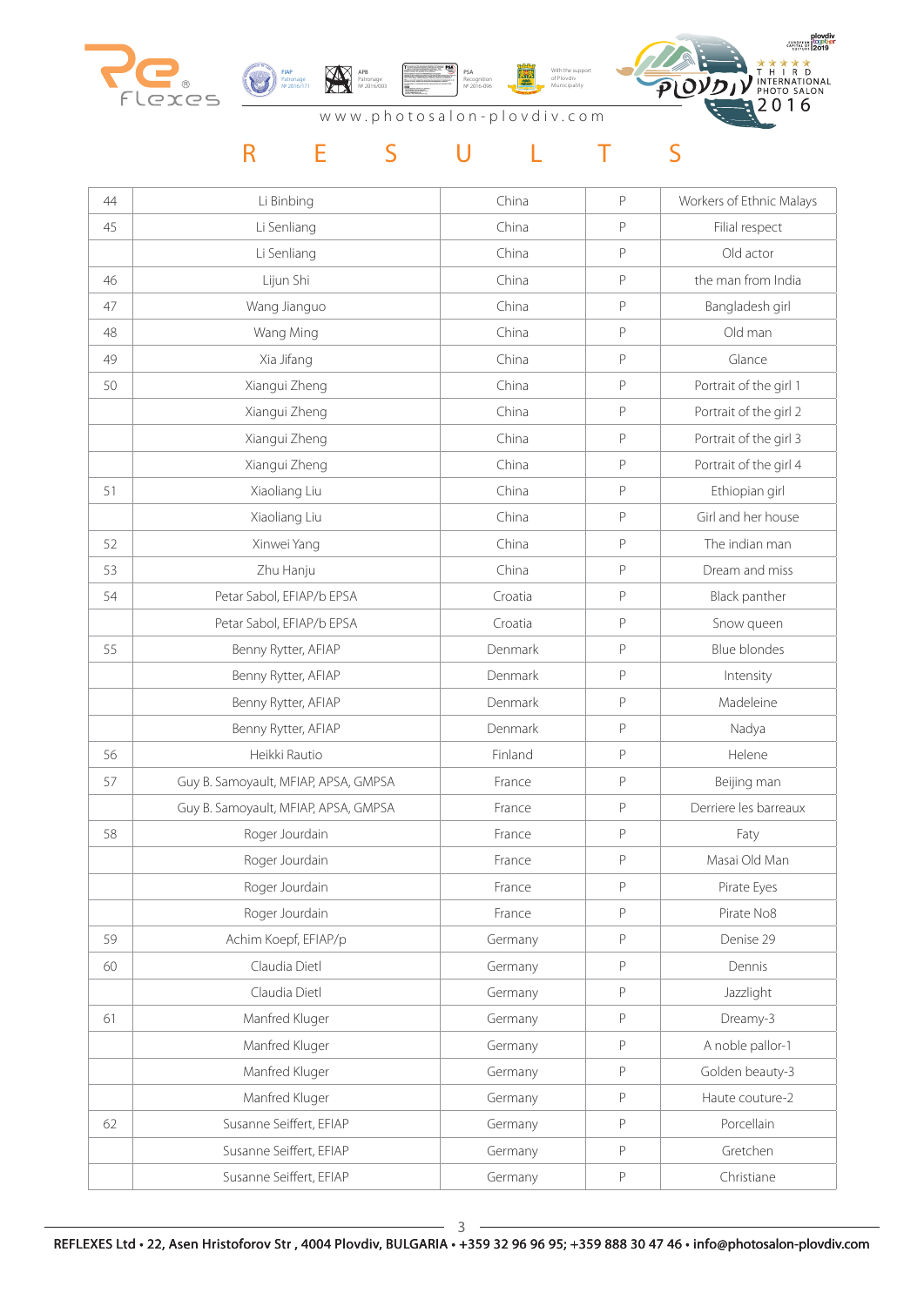# R E S U L T S

| | | | | |
|---|---|---|---|---|
| 44 | Li Binbing | China | P | Workers of Ethnic Malays |
| 45 | Li Senliang | China | P | Filial respect |
| | Li Senliang | China | P | Old actor |
| 46 | Lijun Shi | China | P | the man from India |
| 47 | Wang Jianguo | China | P | Bangladesh girl |
| 48 | Wang Ming | China | P | Old man |
| 49 | Xia Jifang | China | P | Glance |
| 50 | Xiangui Zheng | China | P | Portrait of the girl 1 |
| | Xiangui Zheng | China | P | Portrait of the girl 2 |
| | Xiangui Zheng | China | P | Portrait of the girl 3 |
| | Xiangui Zheng | China | P | Portrait of the girl 4 |
| 51 | Xiaoliang Liu | China | P | Ethiopian girl |
| | Xiaoliang Liu | China | P | Girl and her house |
| 52 | Xinwei Yang | China | P | The indian man |
| 53 | Zhu Hanju | China | P | Dream and miss |
| 54 | Petar Sabol, EFIAP/b EPSA | Croatia | P | Black panther |
| | Petar Sabol, EFIAP/b EPSA | Croatia | P | Snow queen |
| 55 | Benny Rytter, AFIAP | Denmark | P | Blue blondes |
| | Benny Rytter, AFIAP | Denmark | P | Intensity |
| | Benny Rytter, AFIAP | Denmark | P | Madeleine |
| | Benny Rytter, AFIAP | Denmark | P | Nadya |
| 56 | Heikki Rautio | Finland | P | Helene |
| 57 | Guy B. Samoyault, MFIAP, APSA, GMPSA | France | P | Beijing man |
| | Guy B. Samoyault, MFIAP, APSA, GMPSA | France | P | Derriere les barreaux |
| 58 | Roger Jourdain | France | P | Faty |
| | Roger Jourdain | France | P | Masai Old Man |
| | Roger Jourdain | France | P | Pirate Eyes |
| | Roger Jourdain | France | P | Pirate No8 |
| 59 | Achim Koepf, EFIAP/p | Germany | P | Denise 29 |
| 60 | Claudia Dietl | Germany | P | Dennis |
| | Claudia Dietl | Germany | P | Jazzlight |
| 61 | Manfred Kluger | Germany | P | Dreamy-3 |
| | Manfred Kluger | Germany | P | A noble pallor-1 |
| | Manfred Kluger | Germany | P | Golden beauty-3 |
| | Manfred Kluger | Germany | P | Haute couture-2 |
| 62 | Susanne Seiffert, EFIAP | Germany | P | Porcellain |
| | Susanne Seiffert, EFIAP | Germany | P | Gretchen |
| | Susanne Seiffert, EFIAP | Germany | P | Christiane |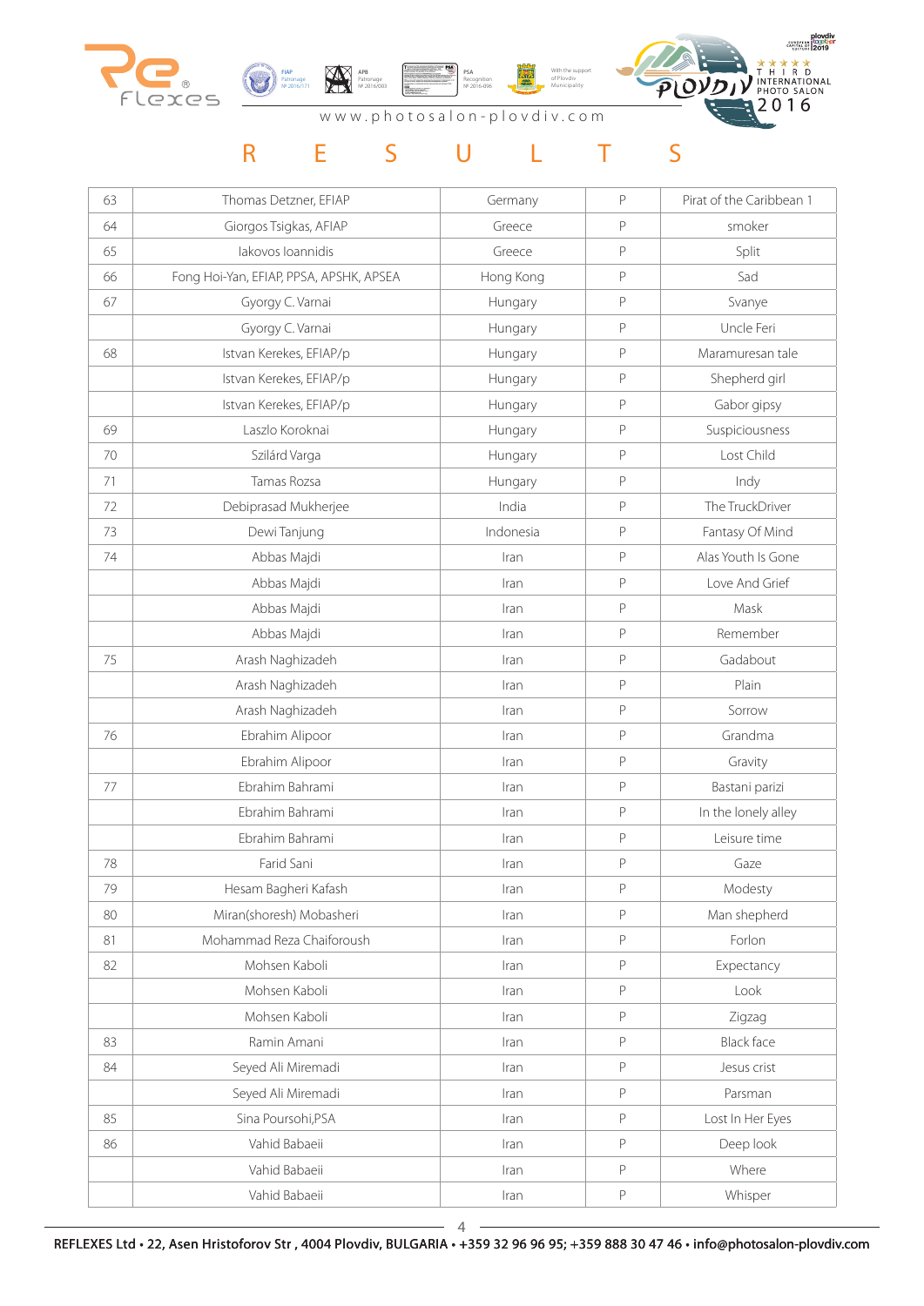# R E S U L T S

| | | | | |
|---|---|---|---|---|
| 63 | Thomas Detzner, EFIAP | Germany | P | Pirat of the Caribbean 1 |
| 64 | Giorgos Tsigkas, AFIAP | Greece | P | smoker |
| 65 | Iakovos Ioannidis | Greece | P | Split |
| 66 | Fong Hoi-Yan, EFIAP, PPSA, APSHK, APSEA | Hong Kong | P | Sad |
| 67 | Gyorgy C. Varnai | Hungary | P | Svanye |
| | Gyorgy C. Varnai | Hungary | P | Uncle Feri |
| 68 | Istvan Kerekes, EFIAP/p | Hungary | P | Maramuresan tale |
| | Istvan Kerekes, EFIAP/p | Hungary | P | Shepherd girl |
| | Istvan Kerekes, EFIAP/p | Hungary | P | Gabor gipsy |
| 69 | Laszlo Koroknai | Hungary | P | Suspiciousness |
| 70 | Szilárd Varga | Hungary | P | Lost Child |
| 71 | Tamas Rozsa | Hungary | P | Indy |
| 72 | Debiprasad Mukherjee | India | P | The TruckDriver |
| 73 | Dewi Tanjung | Indonesia | P | Fantasy Of Mind |
| 74 | Abbas Majdi | Iran | P | Alas Youth Is Gone |
| | Abbas Majdi | Iran | P | Love And Grief |
| | Abbas Majdi | Iran | P | Mask |
| | Abbas Majdi | Iran | P | Remember |
| 75 | Arash Naghizadeh | Iran | P | Gadabout |
| | Arash Naghizadeh | Iran | P | Plain |
| | Arash Naghizadeh | Iran | P | Sorrow |
| 76 | Ebrahim Alipoor | Iran | P | Grandma |
| | Ebrahim Alipoor | Iran | P | Gravity |
| 77 | Ebrahim Bahrami | Iran | P | Bastani parizi |
| | Ebrahim Bahrami | Iran | P | In the lonely alley |
| | Ebrahim Bahrami | Iran | P | Leisure time |
| 78 | Farid Sani | Iran | P | Gaze |
| 79 | Hesam Bagheri Kafash | Iran | P | Modesty |
| 80 | Miran(shoresh) Mobasheri | Iran | P | Man shepherd |
| 81 | Mohammad Reza Chaiforoush | Iran | P | Forlon |
| 82 | Mohsen Kaboli | Iran | P | Expectancy |
| | Mohsen Kaboli | Iran | P | Look |
| | Mohsen Kaboli | Iran | P | Zigzag |
| 83 | Ramin Amani | Iran | P | Black face |
| 84 | Seyed Ali Miremadi | Iran | P | Jesus crist |
| | Seyed Ali Miremadi | Iran | P | Parsman |
| 85 | Sina Poursohi,PSA | Iran | P | Lost In Her Eyes |
| 86 | Vahid Babaeii | Iran | P | Deep look |
| | Vahid Babaeii | Iran | P | Where |
| | Vahid Babaeii | Iran | P | Whisper |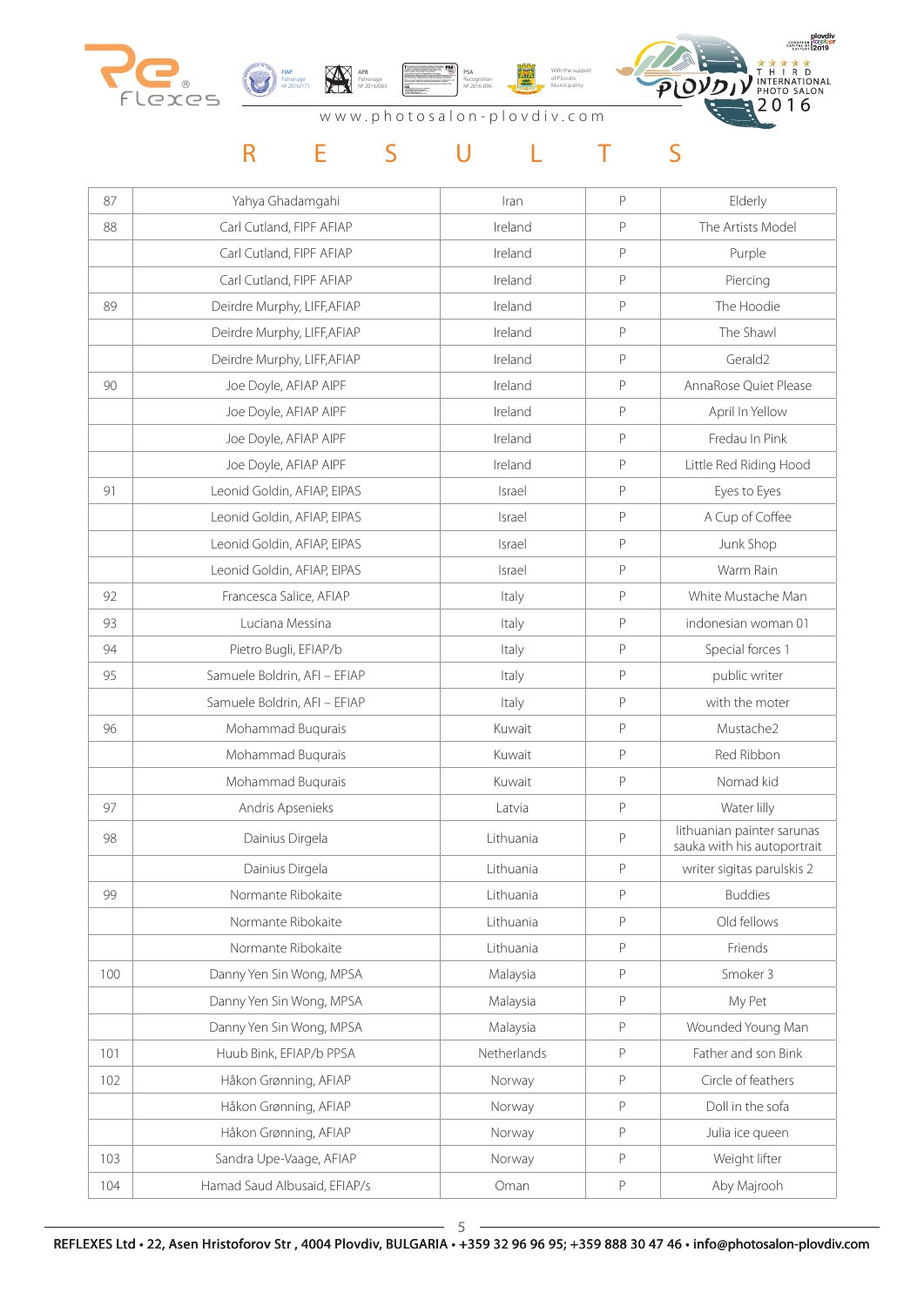www.photosalon-plovdiv.com

# RESULTS

| | | | | |
|---|---|---|---|---|
| 87 | Yahya Ghadamgahi | Iran | P | Elderly |
| 88 | Carl Cutland, FIPF AFIAP | Ireland | P | The Artists Model |
| | Carl Cutland, FIPF AFIAP | Ireland | P | Purple |
| | Carl Cutland, FIPF AFIAP | Ireland | P | Piercing |
| 89 | Deirdre Murphy, LIFF,AFIAP | Ireland | P | The Hoodie |
| | Deirdre Murphy, LIFF,AFIAP | Ireland | P | The Shawl |
| | Deirdre Murphy, LIFF,AFIAP | Ireland | P | Gerald2 |
| 90 | Joe Doyle, AFIAP AIPF | Ireland | P | AnnaRose Quiet Please |
| | Joe Doyle, AFIAP AIPF | Ireland | P | April In Yellow |
| | Joe Doyle, AFIAP AIPF | Ireland | P | Fredau In Pink |
| | Joe Doyle, AFIAP AIPF | Ireland | P | Little Red Riding Hood |
| 91 | Leonid Goldin, AFIAP, EIPAS | Israel | P | Eyes to Eyes |
| | Leonid Goldin, AFIAP, EIPAS | Israel | P | A Cup of Coffee |
| | Leonid Goldin, AFIAP, EIPAS | Israel | P | Junk Shop |
| | Leonid Goldin, AFIAP, EIPAS | Israel | P | Warm Rain |
| 92 | Francesca Salice, AFIAP | Italy | P | White Mustache Man |
| 93 | Luciana Messina | Italy | P | indonesian woman 01 |
| 94 | Pietro Bugli, EFIAP/b | Italy | P | Special forces 1 |
| 95 | Samuele Boldrin, AFI – EFIAP | Italy | P | public writer |
| | Samuele Boldrin, AFI – EFIAP | Italy | P | with the moter |
| 96 | Mohammad Buqurais | Kuwait | P | Mustache2 |
| | Mohammad Buqurais | Kuwait | P | Red Ribbon |
| | Mohammad Buqurais | Kuwait | P | Nomad kid |
| 97 | Andris Apsenieks | Latvia | P | Water lilly |
| 98 | Dainius Dirgela | Lithuania | P | lithuanian painter sarunas sauka with his autoportrait |
| | Dainius Dirgela | Lithuania | P | writer sigitas parulskis 2 |
| 99 | Normante Ribokaite | Lithuania | P | Buddies |
| | Normante Ribokaite | Lithuania | P | Old fellows |
| | Normante Ribokaite | Lithuania | P | Friends |
| 100 | Danny Yen Sin Wong, MPSA | Malaysia | P | Smoker 3 |
| | Danny Yen Sin Wong, MPSA | Malaysia | P | My Pet |
| | Danny Yen Sin Wong, MPSA | Malaysia | P | Wounded Young Man |
| 101 | Huub Bink, EFIAP/b PPSA | Netherlands | P | Father and son Bink |
| 102 | Håkon Grønning, AFIAP | Norway | P | Circle of feathers |
| | Håkon Grønning, AFIAP | Norway | P | Doll in the sofa |
| | Håkon Grønning, AFIAP | Norway | P | Julia ice queen |
| 103 | Sandra Upe-Vaage, AFIAP | Norway | P | Weight lifter |
| 104 | Hamad Saud Albusaid, EFIAP/s | Oman | P | Aby Majrooh |

REFLEXES Ltd • 22, Asen Hristoforov Str , 4004 Plovdiv, BULGARIA • +359 32 96 96 95; +359 888 30 47 46 • info@photosalon-plovdiv.com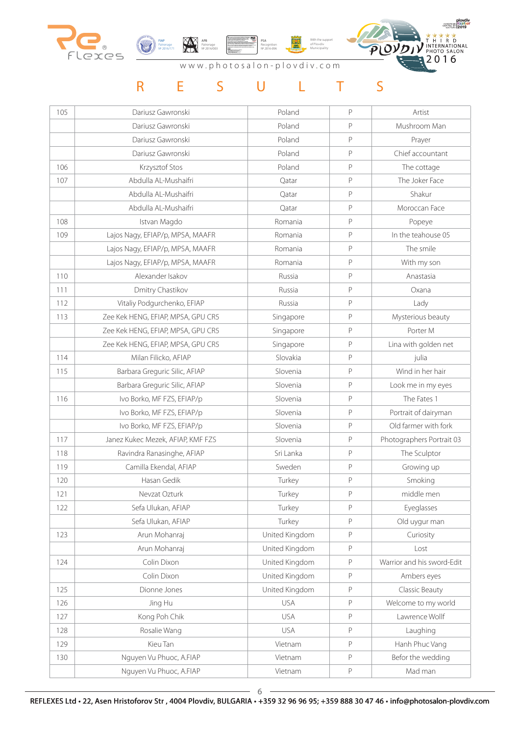www.photosalon-plovdiv.com

# RESULTS

| | | | | |
|---|---|---|---|---|
| 105 | Dariusz Gawronski | Poland | P | Artist |
| | Dariusz Gawronski | Poland | P | Mushroom Man |
| | Dariusz Gawronski | Poland | P | Prayer |
| | Dariusz Gawronski | Poland | P | Chief accountant |
| 106 | Krzysztof Stos | Poland | P | The cottage |
| 107 | Abdulla AL-Mushaifri | Qatar | P | The Joker Face |
| | Abdulla AL-Mushaifri | Qatar | P | Shakur |
| | Abdulla AL-Mushaifri | Qatar | P | Moroccan Face |
| 108 | Istvan Magdo | Romania | P | Popeye |
| 109 | Lajos Nagy, EFIAP/p, MPSA, MAAFR | Romania | P | In the teahouse 05 |
| | Lajos Nagy, EFIAP/p, MPSA, MAAFR | Romania | P | The smile |
| | Lajos Nagy, EFIAP/p, MPSA, MAAFR | Romania | P | With my son |
| 110 | Alexander Isakov | Russia | P | Anastasia |
| 111 | Dmitry Chastikov | Russia | P | Oxana |
| 112 | Vitaliy Podgurchenko, EFIAP | Russia | P | Lady |
| 113 | Zee Kek HENG, EFIAP, MPSA, GPU CR5 | Singapore | P | Mysterious beauty |
| | Zee Kek HENG, EFIAP, MPSA, GPU CR5 | Singapore | P | Porter M |
| | Zee Kek HENG, EFIAP, MPSA, GPU CR5 | Singapore | P | Lina with golden net |
| 114 | Milan Filicko, AFIAP | Slovakia | P | julia |
| 115 | Barbara Greguric Silic, AFIAP | Slovenia | P | Wind in her hair |
| | Barbara Greguric Silic, AFIAP | Slovenia | P | Look me in my eyes |
| 116 | Ivo Borko, MF FZS, EFIAP/p | Slovenia | P | The Fates 1 |
| | Ivo Borko, MF FZS, EFIAP/p | Slovenia | P | Portrait of dairyman |
| | Ivo Borko, MF FZS, EFIAP/p | Slovenia | P | Old farmer with fork |
| 117 | Janez Kukec Mezek, AFIAP, KMF FZS | Slovenia | P | Photographers Portrait 03 |
| 118 | Ravindra Ranasinghe, AFIAP | Sri Lanka | P | The Sculptor |
| 119 | Camilla Ekendal, AFIAP | Sweden | P | Growing up |
| 120 | Hasan Gedik | Turkey | P | Smoking |
| 121 | Nevzat Ozturk | Turkey | P | middle men |
| 122 | Sefa Ulukan, AFIAP | Turkey | P | Eyeglasses |
| | Sefa Ulukan, AFIAP | Turkey | P | Old uygur man |
| 123 | Arun Mohanraj | United Kingdom | P | Curiosity |
| | Arun Mohanraj | United Kingdom | P | Lost |
| 124 | Colin Dixon | United Kingdom | P | Warrior and his sword-Edit |
| | Colin Dixon | United Kingdom | P | Ambers eyes |
| 125 | Dionne Jones | United Kingdom | P | Classic Beauty |
| 126 | Jing Hu | USA | P | Welcome to my world |
| 127 | Kong Poh Chik | USA | P | Lawrence Wolff |
| 128 | Rosalie Wang | USA | P | Laughing |
| 129 | Kieu Tan | Vietnam | P | Hanh Phuc Vang |
| 130 | Nguyen Vu Phuoc, A.FIAP | Vietnam | P | Befor the wedding |
| | Nguyen Vu Phuoc, A.FIAP | Vietnam | P | Mad man |

**REFLEXES Ltd • 22, Asen Hristoforov Str , 4004 Plovdiv, BULGARIA • +359 32 96 96 95; +359 888 30 47 46 • info@photosalon-plovdiv.com**